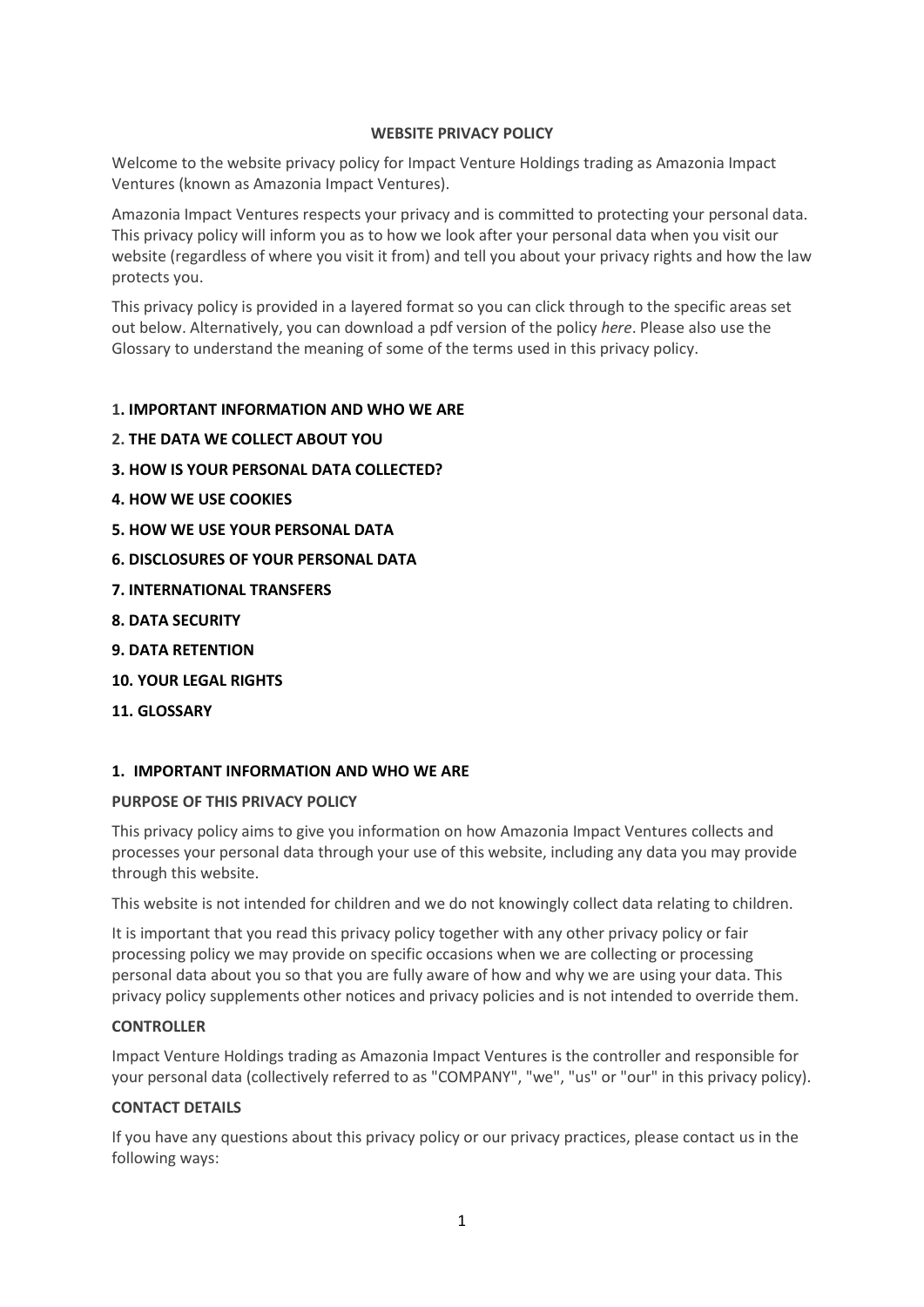# WEBSITE PRIVACY POLICY

Welcome to the website privacy policy for Impact Venture Holdings trading as Amazonia Impact Ventures (known as Amazonia Impact Ventures).

Amazonia Impact Ventures respects your privacy and is committed to protecting your personal data. This privacy policy will inform you as to how we look after your personal data when you visit our website (regardless of where you visit it from) and tell you about your privacy rights and how the law protects you.

This privacy policy is provided in a layered format so you can click through to the specific areas set out below. Alternatively, you can download a pdf version of the policy *here*. Please also use the Glossary to understand the meaning of some of the terms used in this privacy policy.

**1. IMPORTANT INFORMATION AND WHO WE ARE**

**2. THE DATA WE COLLECT ABOUT YOU**

**3. HOW IS YOUR PERSONAL DATA COLLECTED?**

**4. HOW WE USE COOKIES**

**5. HOW WE USE YOUR PERSONAL DATA**

**6. DISCLOSURES OF YOUR PERSONAL DATA**

**7. INTERNATIONAL TRANSFERS**

**8. DATA SECURITY**

**9. DATA RETENTION**

**10. YOUR LEGAL RIGHTS**

**11. GLOSSARY**

## 1. IMPORTANT INFORMATION AND WHO WE ARE

### PURPOSE OF THIS PRIVACY POLICY

This privacy policy aims to give you information on how Amazonia Impact Ventures collects and processes your personal data through your use of this website, including any data you may provide through this website.

This website is not intended for children and we do not knowingly collect data relating to children.

It is important that you read this privacy policy together with any other privacy policy or fair processing policy we may provide on specific occasions when we are collecting or processing personal data about you so that you are fully aware of how and why we are using your data. This privacy policy supplements other notices and privacy policies and is not intended to override them.

### CONTROLLER

Impact Venture Holdings trading as Amazonia Impact Ventures is the controller and responsible for your personal data (collectively referred to as "COMPANY", "we", "us" or "our" in this privacy policy).

### CONTACT DETAILS

If you have any questions about this privacy policy or our privacy practices, please contact us in the following ways: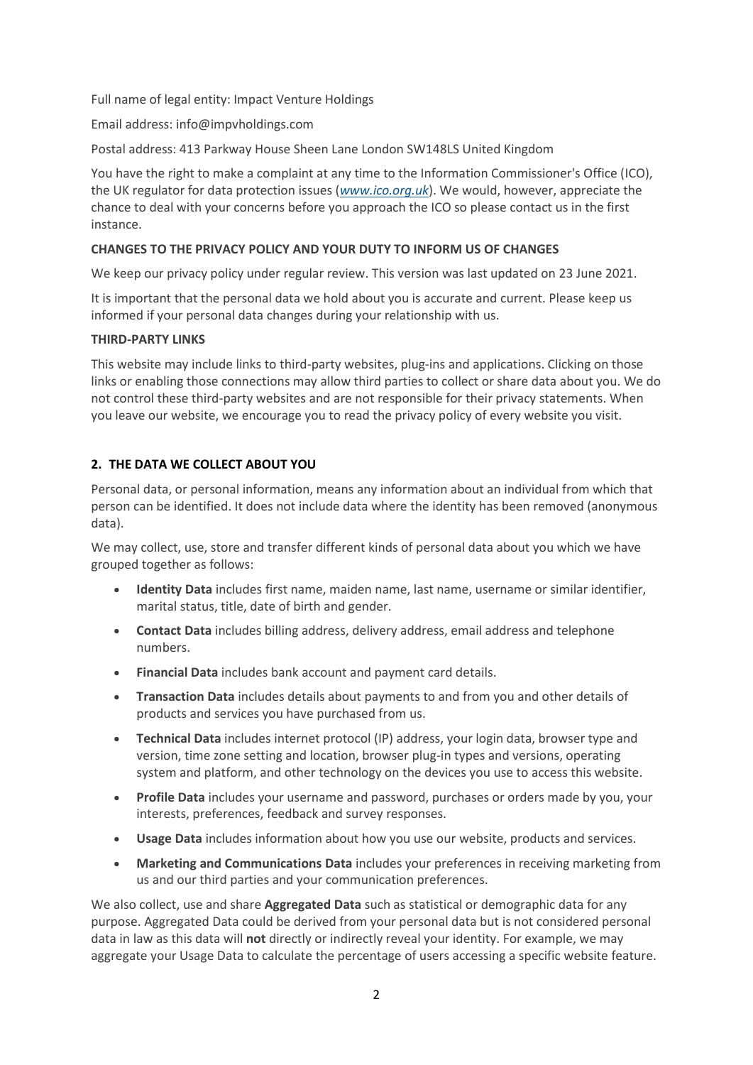Full name of legal entity: Impact Venture Holdings

Email address: info@impvholdings.com

Postal address: 413 Parkway House Sheen Lane London SW148LS United Kingdom

You have the right to make a complaint at any time to the Information Commissioner's Office (ICO), the UK regulator for data protection issues (*www.ico.org.uk*). We would, however, appreciate the chance to deal with your concerns before you approach the ICO so please contact us in the first instance.

**CHANGES TO THE PRIVACY POLICY AND YOUR DUTY TO INFORM US OF CHANGES**

We keep our privacy policy under regular review. This version was last updated on 23 June 2021.

It is important that the personal data we hold about you is accurate and current. Please keep us informed if your personal data changes during your relationship with us.

**THIRD-PARTY LINKS**

This website may include links to third-party websites, plug-ins and applications. Clicking on those links or enabling those connections may allow third parties to collect or share data about you. We do not control these third-party websites and are not responsible for their privacy statements. When you leave our website, we encourage you to read the privacy policy of every website you visit.

## 2. THE DATA WE COLLECT ABOUT YOU

Personal data, or personal information, means any information about an individual from which that person can be identified. It does not include data where the identity has been removed (anonymous data).

We may collect, use, store and transfer different kinds of personal data about you which we have grouped together as follows:

- **Identity Data** includes first name, maiden name, last name, username or similar identifier, marital status, title, date of birth and gender.
- **Contact Data** includes billing address, delivery address, email address and telephone numbers.
- **Financial Data** includes bank account and payment card details.
- **Transaction Data** includes details about payments to and from you and other details of products and services you have purchased from us.
- **Technical Data** includes internet protocol (IP) address, your login data, browser type and version, time zone setting and location, browser plug-in types and versions, operating system and platform, and other technology on the devices you use to access this website.
- **Profile Data** includes your username and password, purchases or orders made by you, your interests, preferences, feedback and survey responses.
- **Usage Data** includes information about how you use our website, products and services.
- **Marketing and Communications Data** includes your preferences in receiving marketing from us and our third parties and your communication preferences.

We also collect, use and share **Aggregated Data** such as statistical or demographic data for any purpose. Aggregated Data could be derived from your personal data but is not considered personal data in law as this data will **not** directly or indirectly reveal your identity. For example, we may aggregate your Usage Data to calculate the percentage of users accessing a specific website feature.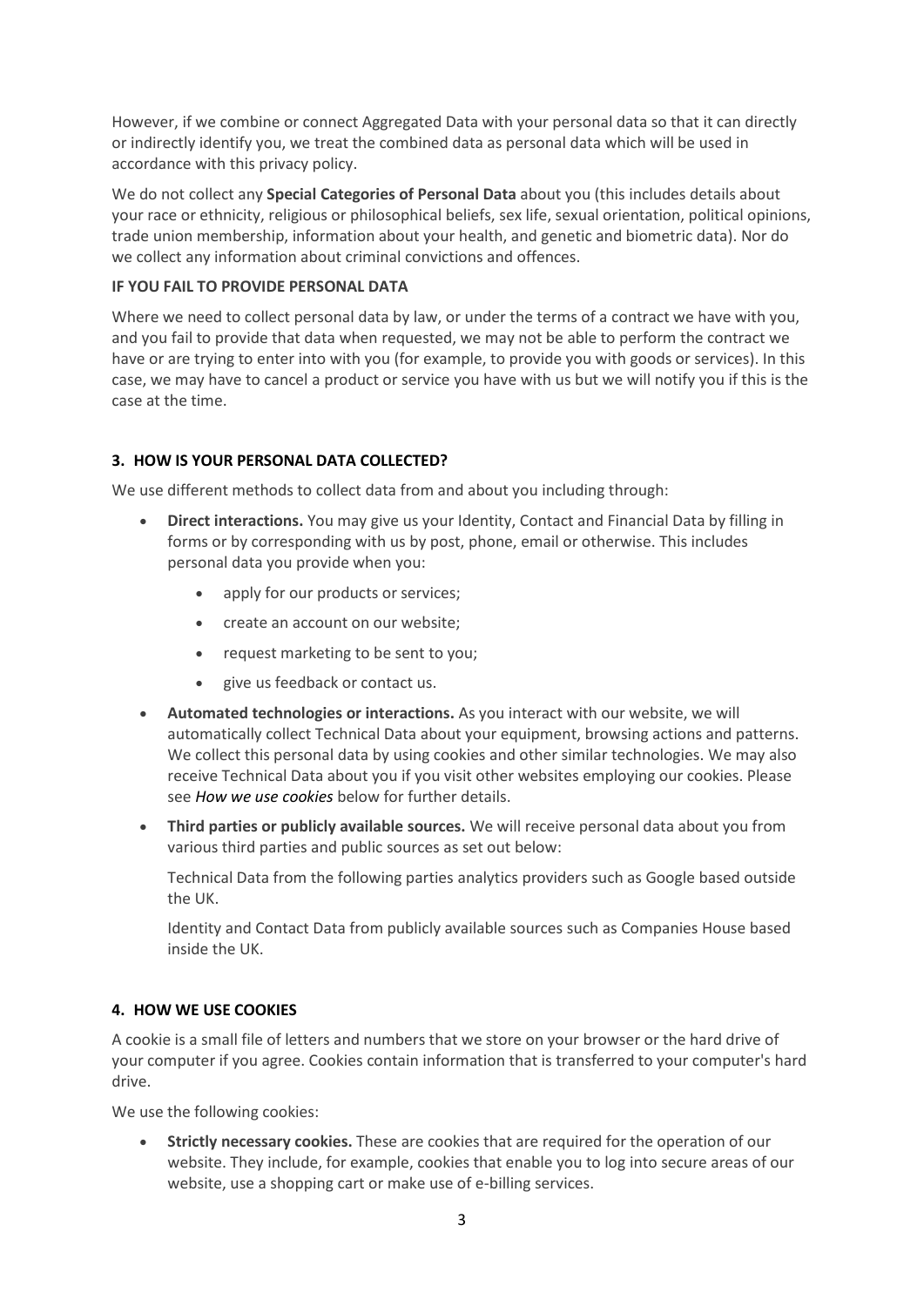However, if we combine or connect Aggregated Data with your personal data so that it can directly or indirectly identify you, we treat the combined data as personal data which will be used in accordance with this privacy policy.

We do not collect any **Special Categories of Personal Data** about you (this includes details about your race or ethnicity, religious or philosophical beliefs, sex life, sexual orientation, political opinions, trade union membership, information about your health, and genetic and biometric data). Nor do we collect any information about criminal convictions and offences.

**IF YOU FAIL TO PROVIDE PERSONAL DATA**

Where we need to collect personal data by law, or under the terms of a contract we have with you, and you fail to provide that data when requested, we may not be able to perform the contract we have or are trying to enter into with you (for example, to provide you with goods or services). In this case, we may have to cancel a product or service you have with us but we will notify you if this is the case at the time.

## 3. HOW IS YOUR PERSONAL DATA COLLECTED?

We use different methods to collect data from and about you including through:

- **Direct interactions.** You may give us your Identity, Contact and Financial Data by filling in forms or by corresponding with us by post, phone, email or otherwise. This includes personal data you provide when you:
    - apply for our products or services;
    - create an account on our website;
    - request marketing to be sent to you;
    - give us feedback or contact us.
- **Automated technologies or interactions.** As you interact with our website, we will automatically collect Technical Data about your equipment, browsing actions and patterns. We collect this personal data by using cookies and other similar technologies. We may also receive Technical Data about you if you visit other websites employing our cookies. Please see *How we use cookies* below for further details.
- **Third parties or publicly available sources.** We will receive personal data about you from various third parties and public sources as set out below:

  Technical Data from the following parties analytics providers such as Google based outside the UK.

  Identity and Contact Data from publicly available sources such as Companies House based inside the UK.

## 4. HOW WE USE COOKIES

A cookie is a small file of letters and numbers that we store on your browser or the hard drive of your computer if you agree. Cookies contain information that is transferred to your computer's hard drive.

We use the following cookies:

- **Strictly necessary cookies.** These are cookies that are required for the operation of our website. They include, for example, cookies that enable you to log into secure areas of our website, use a shopping cart or make use of e-billing services.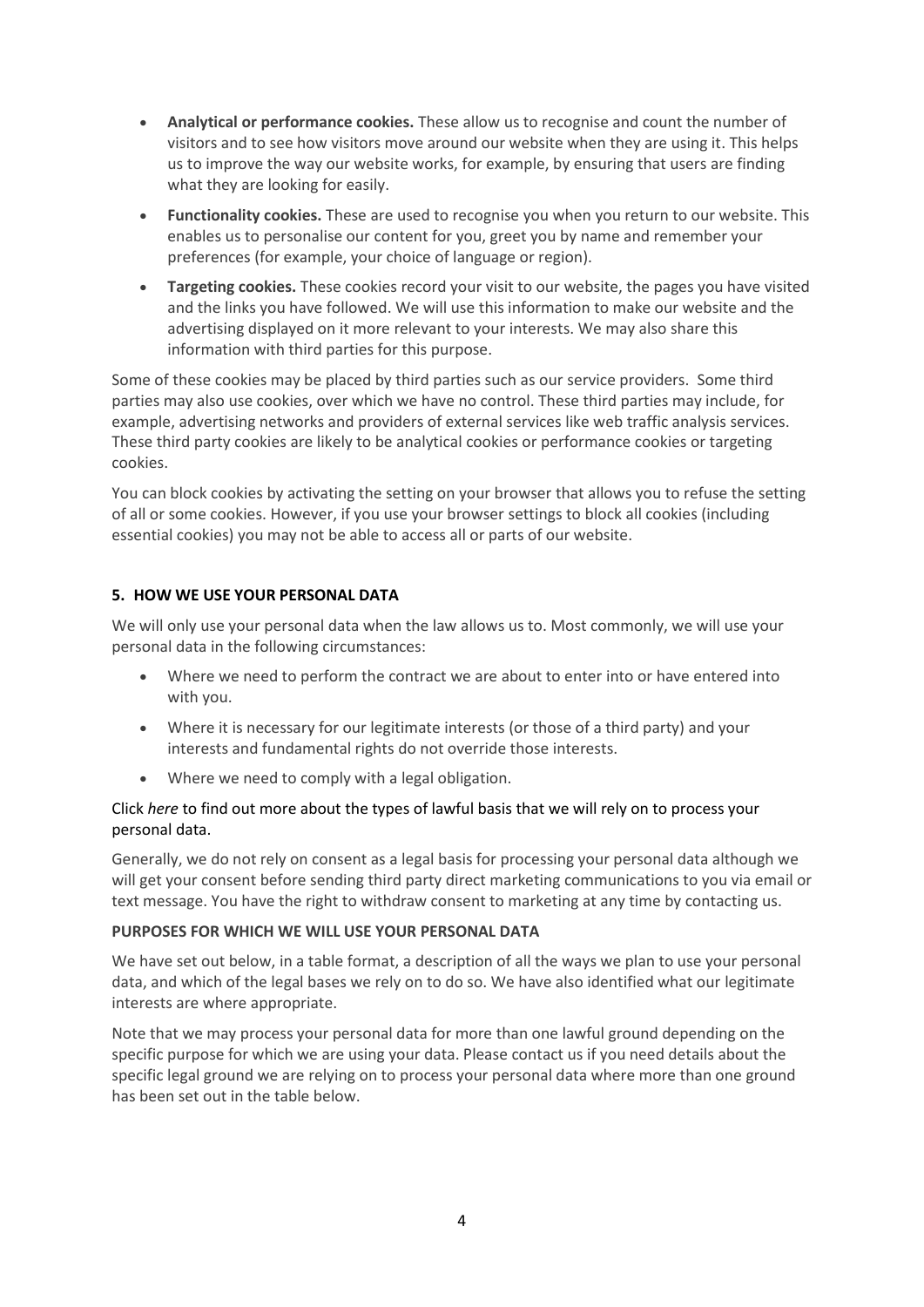- **Analytical or performance cookies.** These allow us to recognise and count the number of visitors and to see how visitors move around our website when they are using it. This helps us to improve the way our website works, for example, by ensuring that users are finding what they are looking for easily.
- **Functionality cookies.** These are used to recognise you when you return to our website. This enables us to personalise our content for you, greet you by name and remember your preferences (for example, your choice of language or region).
- **Targeting cookies.** These cookies record your visit to our website, the pages you have visited and the links you have followed. We will use this information to make our website and the advertising displayed on it more relevant to your interests. We may also share this information with third parties for this purpose.

Some of these cookies may be placed by third parties such as our service providers. Some third parties may also use cookies, over which we have no control. These third parties may include, for example, advertising networks and providers of external services like web traffic analysis services. These third party cookies are likely to be analytical cookies or performance cookies or targeting cookies.

You can block cookies by activating the setting on your browser that allows you to refuse the setting of all or some cookies. However, if you use your browser settings to block all cookies (including essential cookies) you may not be able to access all or parts of our website.

## 5. HOW WE USE YOUR PERSONAL DATA

We will only use your personal data when the law allows us to. Most commonly, we will use your personal data in the following circumstances:

- Where we need to perform the contract we are about to enter into or have entered into with you.
- Where it is necessary for our legitimate interests (or those of a third party) and your interests and fundamental rights do not override those interests.
- Where we need to comply with a legal obligation.

Click *here* to find out more about the types of lawful basis that we will rely on to process your personal data.

Generally, we do not rely on consent as a legal basis for processing your personal data although we will get your consent before sending third party direct marketing communications to you via email or text message. You have the right to withdraw consent to marketing at any time by contacting us.

### PURPOSES FOR WHICH WE WILL USE YOUR PERSONAL DATA

We have set out below, in a table format, a description of all the ways we plan to use your personal data, and which of the legal bases we rely on to do so. We have also identified what our legitimate interests are where appropriate.

Note that we may process your personal data for more than one lawful ground depending on the specific purpose for which we are using your data. Please contact us if you need details about the specific legal ground we are relying on to process your personal data where more than one ground has been set out in the table below.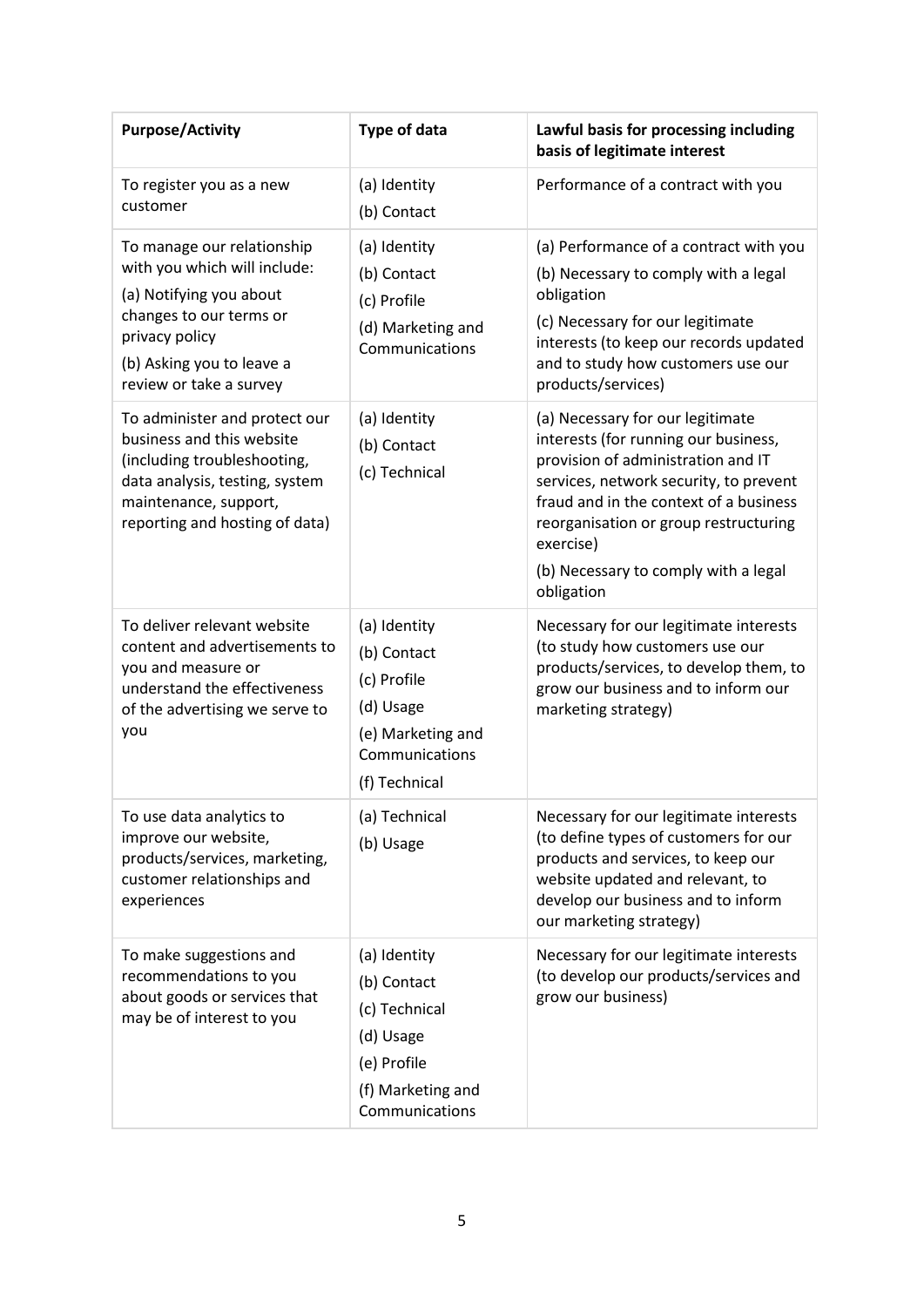| Purpose/Activity | Type of data | Lawful basis for processing including basis of legitimate interest |
|---|---|---|
| To register you as a new customer | (a) Identity<br>(b) Contact | Performance of a contract with you |
| To manage our relationship with you which will include:<br>(a) Notifying you about changes to our terms or privacy policy<br>(b) Asking you to leave a review or take a survey | (a) Identity<br>(b) Contact<br>(c) Profile<br>(d) Marketing and Communications | (a) Performance of a contract with you<br>(b) Necessary to comply with a legal obligation<br>(c) Necessary for our legitimate interests (to keep our records updated and to study how customers use our products/services) |
| To administer and protect our business and this website (including troubleshooting, data analysis, testing, system maintenance, support, reporting and hosting of data) | (a) Identity<br>(b) Contact<br>(c) Technical | (a) Necessary for our legitimate interests (for running our business, provision of administration and IT services, network security, to prevent fraud and in the context of a business reorganisation or group restructuring exercise)<br>(b) Necessary to comply with a legal obligation |
| To deliver relevant website content and advertisements to you and measure or understand the effectiveness of the advertising we serve to you | (a) Identity<br>(b) Contact<br>(c) Profile<br>(d) Usage<br>(e) Marketing and Communications<br>(f) Technical | Necessary for our legitimate interests (to study how customers use our products/services, to develop them, to grow our business and to inform our marketing strategy) |
| To use data analytics to improve our website, products/services, marketing, customer relationships and experiences | (a) Technical<br>(b) Usage | Necessary for our legitimate interests (to define types of customers for our products and services, to keep our website updated and relevant, to develop our business and to inform our marketing strategy) |
| To make suggestions and recommendations to you about goods or services that may be of interest to you | (a) Identity<br>(b) Contact<br>(c) Technical<br>(d) Usage<br>(e) Profile<br>(f) Marketing and Communications | Necessary for our legitimate interests (to develop our products/services and grow our business) |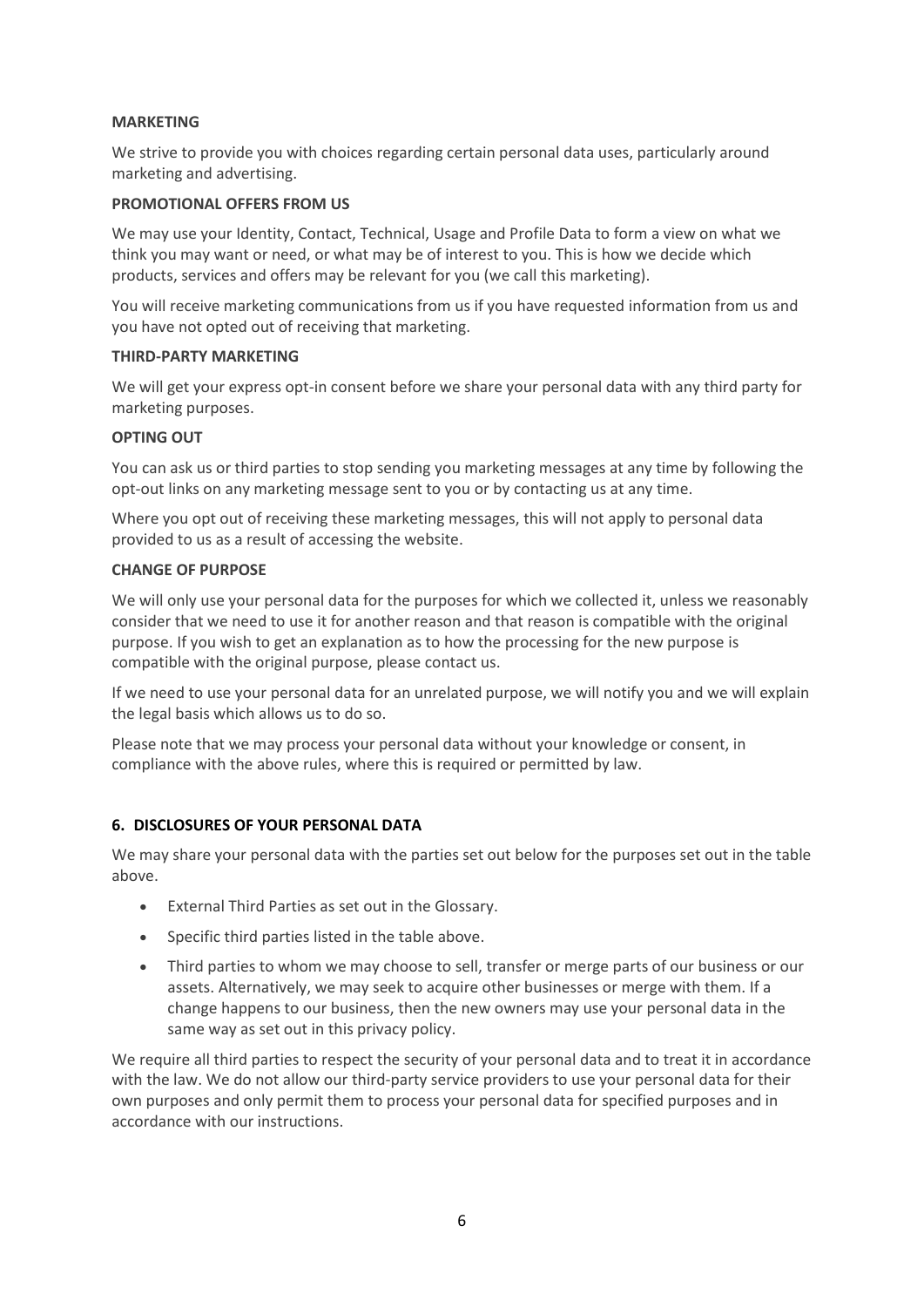**MARKETING**

We strive to provide you with choices regarding certain personal data uses, particularly around marketing and advertising.

**PROMOTIONAL OFFERS FROM US**

We may use your Identity, Contact, Technical, Usage and Profile Data to form a view on what we think you may want or need, or what may be of interest to you. This is how we decide which products, services and offers may be relevant for you (we call this marketing).

You will receive marketing communications from us if you have requested information from us and you have not opted out of receiving that marketing.

**THIRD-PARTY MARKETING**

We will get your express opt-in consent before we share your personal data with any third party for marketing purposes.

**OPTING OUT**

You can ask us or third parties to stop sending you marketing messages at any time by following the opt-out links on any marketing message sent to you or by contacting us at any time.

Where you opt out of receiving these marketing messages, this will not apply to personal data provided to us as a result of accessing the website.

**CHANGE OF PURPOSE**

We will only use your personal data for the purposes for which we collected it, unless we reasonably consider that we need to use it for another reason and that reason is compatible with the original purpose. If you wish to get an explanation as to how the processing for the new purpose is compatible with the original purpose, please contact us.

If we need to use your personal data for an unrelated purpose, we will notify you and we will explain the legal basis which allows us to do so.

Please note that we may process your personal data without your knowledge or consent, in compliance with the above rules, where this is required or permitted by law.

## 6. DISCLOSURES OF YOUR PERSONAL DATA

We may share your personal data with the parties set out below for the purposes set out in the table above.

- External Third Parties as set out in the Glossary.
- Specific third parties listed in the table above.
- Third parties to whom we may choose to sell, transfer or merge parts of our business or our assets. Alternatively, we may seek to acquire other businesses or merge with them. If a change happens to our business, then the new owners may use your personal data in the same way as set out in this privacy policy.

We require all third parties to respect the security of your personal data and to treat it in accordance with the law. We do not allow our third-party service providers to use your personal data for their own purposes and only permit them to process your personal data for specified purposes and in accordance with our instructions.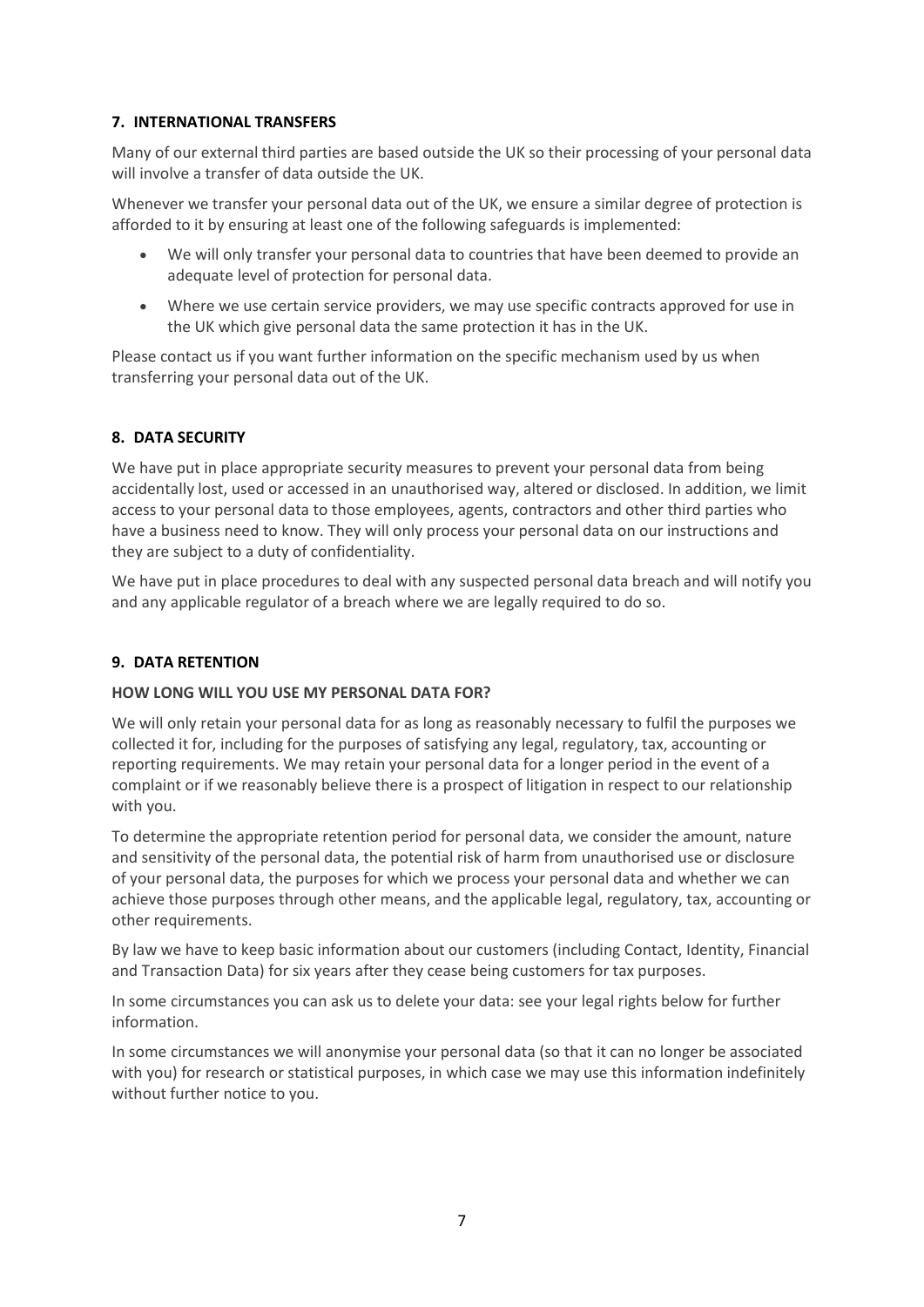## 7. INTERNATIONAL TRANSFERS

Many of our external third parties are based outside the UK so their processing of your personal data will involve a transfer of data outside the UK.

Whenever we transfer your personal data out of the UK, we ensure a similar degree of protection is afforded to it by ensuring at least one of the following safeguards is implemented:

- We will only transfer your personal data to countries that have been deemed to provide an adequate level of protection for personal data.
- Where we use certain service providers, we may use specific contracts approved for use in the UK which give personal data the same protection it has in the UK.

Please contact us if you want further information on the specific mechanism used by us when transferring your personal data out of the UK.

## 8. DATA SECURITY

We have put in place appropriate security measures to prevent your personal data from being accidentally lost, used or accessed in an unauthorised way, altered or disclosed. In addition, we limit access to your personal data to those employees, agents, contractors and other third parties who have a business need to know. They will only process your personal data on our instructions and they are subject to a duty of confidentiality.

We have put in place procedures to deal with any suspected personal data breach and will notify you and any applicable regulator of a breach where we are legally required to do so.

## 9. DATA RETENTION

**HOW LONG WILL YOU USE MY PERSONAL DATA FOR?**

We will only retain your personal data for as long as reasonably necessary to fulfil the purposes we collected it for, including for the purposes of satisfying any legal, regulatory, tax, accounting or reporting requirements. We may retain your personal data for a longer period in the event of a complaint or if we reasonably believe there is a prospect of litigation in respect to our relationship with you.

To determine the appropriate retention period for personal data, we consider the amount, nature and sensitivity of the personal data, the potential risk of harm from unauthorised use or disclosure of your personal data, the purposes for which we process your personal data and whether we can achieve those purposes through other means, and the applicable legal, regulatory, tax, accounting or other requirements.

By law we have to keep basic information about our customers (including Contact, Identity, Financial and Transaction Data) for six years after they cease being customers for tax purposes.

In some circumstances you can ask us to delete your data: see your legal rights below for further information.

In some circumstances we will anonymise your personal data (so that it can no longer be associated with you) for research or statistical purposes, in which case we may use this information indefinitely without further notice to you.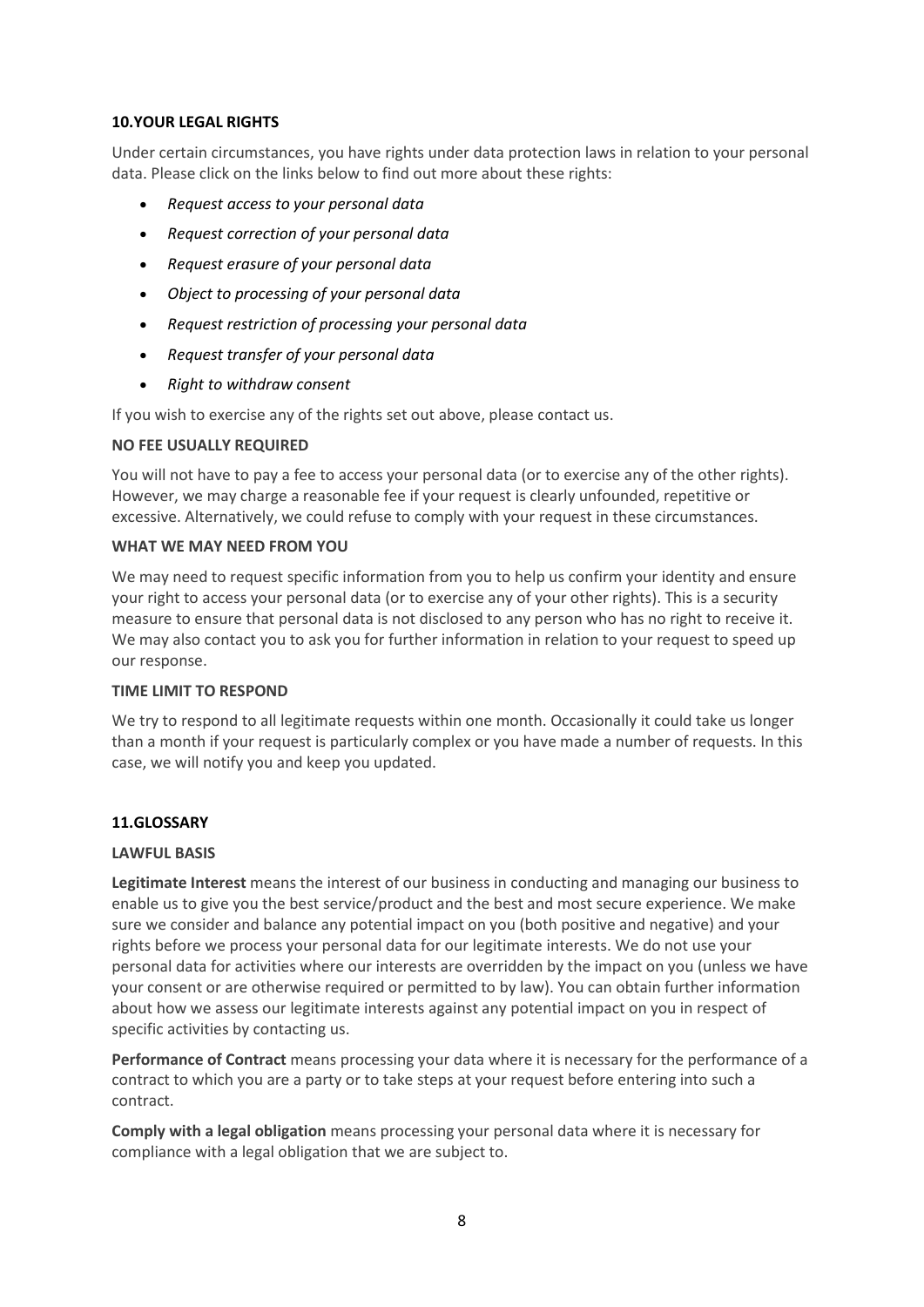## 10.YOUR LEGAL RIGHTS

Under certain circumstances, you have rights under data protection laws in relation to your personal data. Please click on the links below to find out more about these rights:

- *Request access to your personal data*
- *Request correction of your personal data*
- *Request erasure of your personal data*
- *Object to processing of your personal data*
- *Request restriction of processing your personal data*
- *Request transfer of your personal data*
- *Right to withdraw consent*

If you wish to exercise any of the rights set out above, please contact us.

### NO FEE USUALLY REQUIRED

You will not have to pay a fee to access your personal data (or to exercise any of the other rights). However, we may charge a reasonable fee if your request is clearly unfounded, repetitive or excessive. Alternatively, we could refuse to comply with your request in these circumstances.

### WHAT WE MAY NEED FROM YOU

We may need to request specific information from you to help us confirm your identity and ensure your right to access your personal data (or to exercise any of your other rights). This is a security measure to ensure that personal data is not disclosed to any person who has no right to receive it. We may also contact you to ask you for further information in relation to your request to speed up our response.

### TIME LIMIT TO RESPOND

We try to respond to all legitimate requests within one month. Occasionally it could take us longer than a month if your request is particularly complex or you have made a number of requests. In this case, we will notify you and keep you updated.

## 11.GLOSSARY

### LAWFUL BASIS

**Legitimate Interest** means the interest of our business in conducting and managing our business to enable us to give you the best service/product and the best and most secure experience. We make sure we consider and balance any potential impact on you (both positive and negative) and your rights before we process your personal data for our legitimate interests. We do not use your personal data for activities where our interests are overridden by the impact on you (unless we have your consent or are otherwise required or permitted to by law). You can obtain further information about how we assess our legitimate interests against any potential impact on you in respect of specific activities by contacting us.

**Performance of Contract** means processing your data where it is necessary for the performance of a contract to which you are a party or to take steps at your request before entering into such a contract.

**Comply with a legal obligation** means processing your personal data where it is necessary for compliance with a legal obligation that we are subject to.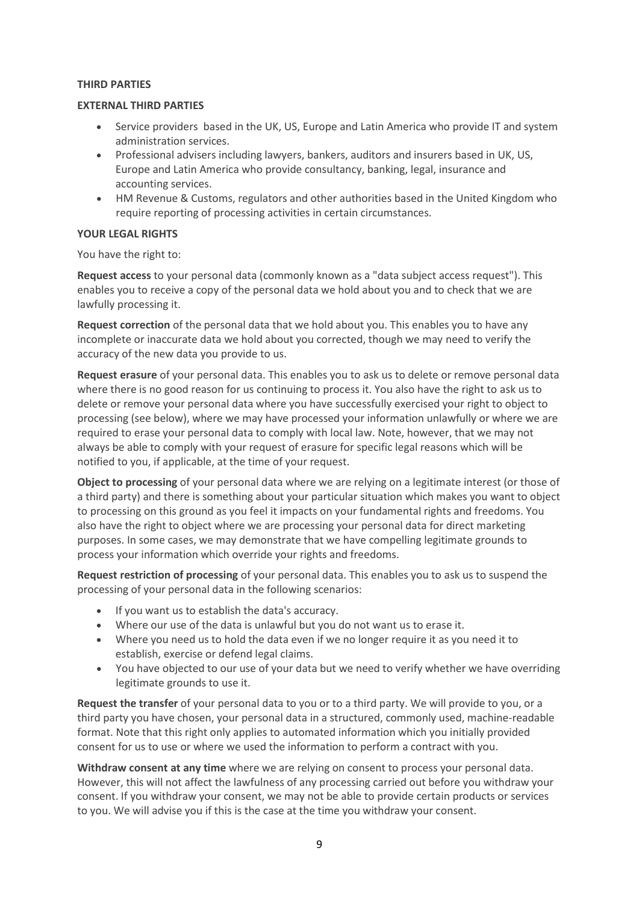**THIRD PARTIES**

**EXTERNAL THIRD PARTIES**

- Service providers based in the UK, US, Europe and Latin America who provide IT and system administration services.
- Professional advisers including lawyers, bankers, auditors and insurers based in UK, US, Europe and Latin America who provide consultancy, banking, legal, insurance and accounting services.
- HM Revenue & Customs, regulators and other authorities based in the United Kingdom who require reporting of processing activities in certain circumstances.

**YOUR LEGAL RIGHTS**

You have the right to:

**Request access** to your personal data (commonly known as a "data subject access request"). This enables you to receive a copy of the personal data we hold about you and to check that we are lawfully processing it.

**Request correction** of the personal data that we hold about you. This enables you to have any incomplete or inaccurate data we hold about you corrected, though we may need to verify the accuracy of the new data you provide to us.

**Request erasure** of your personal data. This enables you to ask us to delete or remove personal data where there is no good reason for us continuing to process it. You also have the right to ask us to delete or remove your personal data where you have successfully exercised your right to object to processing (see below), where we may have processed your information unlawfully or where we are required to erase your personal data to comply with local law. Note, however, that we may not always be able to comply with your request of erasure for specific legal reasons which will be notified to you, if applicable, at the time of your request.

**Object to processing** of your personal data where we are relying on a legitimate interest (or those of a third party) and there is something about your particular situation which makes you want to object to processing on this ground as you feel it impacts on your fundamental rights and freedoms. You also have the right to object where we are processing your personal data for direct marketing purposes. In some cases, we may demonstrate that we have compelling legitimate grounds to process your information which override your rights and freedoms.

**Request restriction of processing** of your personal data. This enables you to ask us to suspend the processing of your personal data in the following scenarios:

- If you want us to establish the data's accuracy.
- Where our use of the data is unlawful but you do not want us to erase it.
- Where you need us to hold the data even if we no longer require it as you need it to establish, exercise or defend legal claims.
- You have objected to our use of your data but we need to verify whether we have overriding legitimate grounds to use it.

**Request the transfer** of your personal data to you or to a third party. We will provide to you, or a third party you have chosen, your personal data in a structured, commonly used, machine-readable format. Note that this right only applies to automated information which you initially provided consent for us to use or where we used the information to perform a contract with you.

**Withdraw consent at any time** where we are relying on consent to process your personal data. However, this will not affect the lawfulness of any processing carried out before you withdraw your consent. If you withdraw your consent, we may not be able to provide certain products or services to you. We will advise you if this is the case at the time you withdraw your consent.